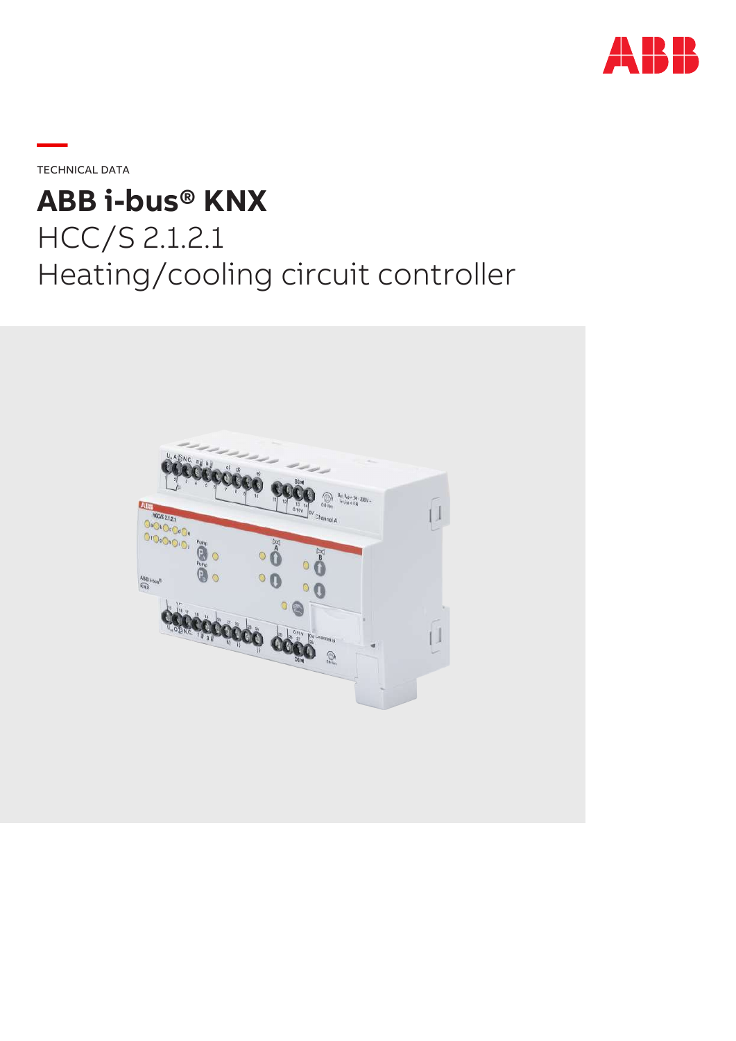TECHNICAL DATA

# ABB i-bus® KNX

HCC/S 2.1.2.1
Heating/cooling circuit controller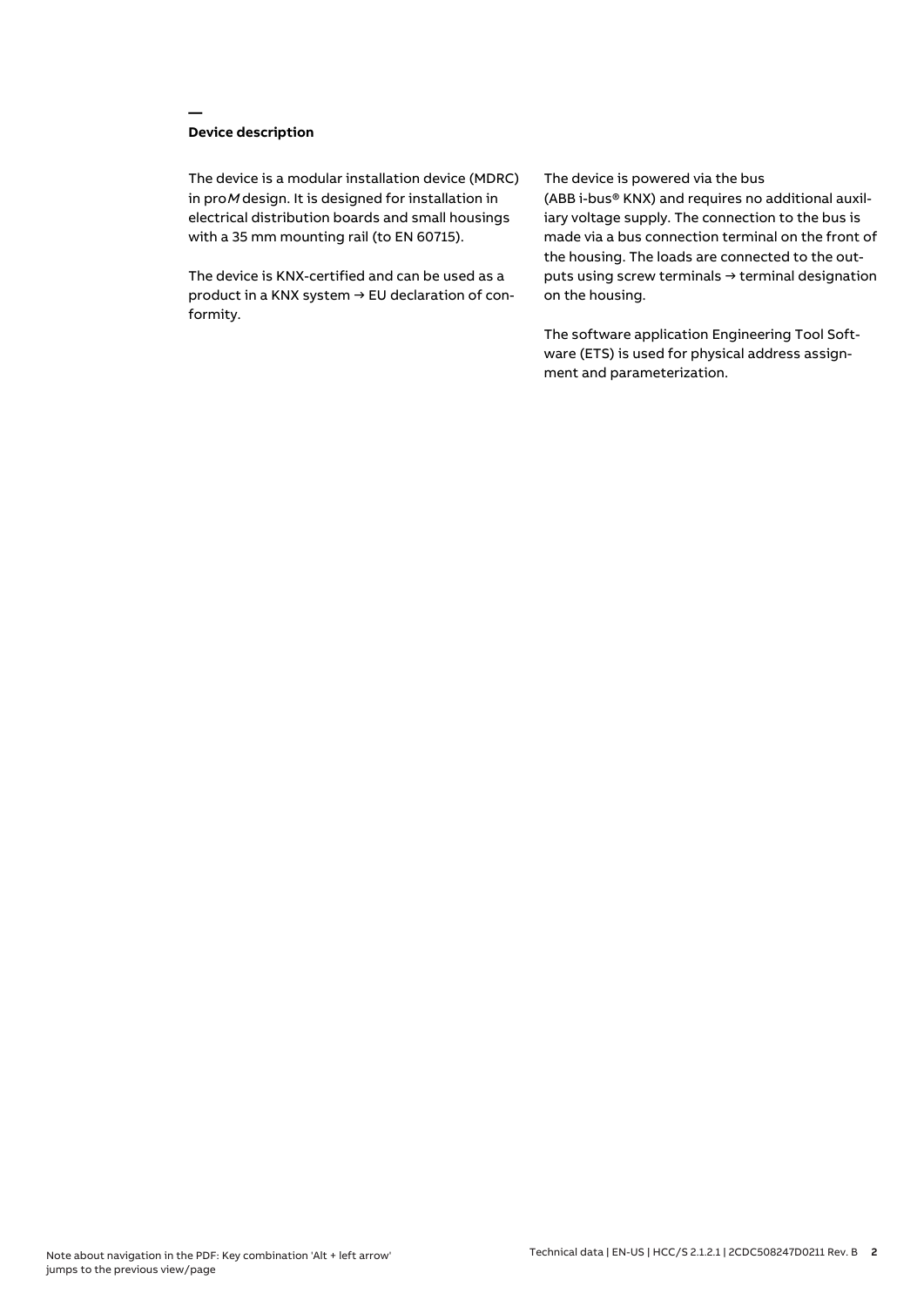## Device description

The device is a modular installation device (MDRC) in pro*M* design. It is designed for installation in electrical distribution boards and small housings with a 35 mm mounting rail (to EN 60715).

The device is KNX-certified and can be used as a product in a KNX system → EU declaration of conformity.

The device is powered via the bus (ABB i-bus® KNX) and requires no additional auxiliary voltage supply. The connection to the bus is made via a bus connection terminal on the front of the housing. The loads are connected to the outputs using screw terminals → terminal designation on the housing.

The software application Engineering Tool Software (ETS) is used for physical address assignment and parameterization.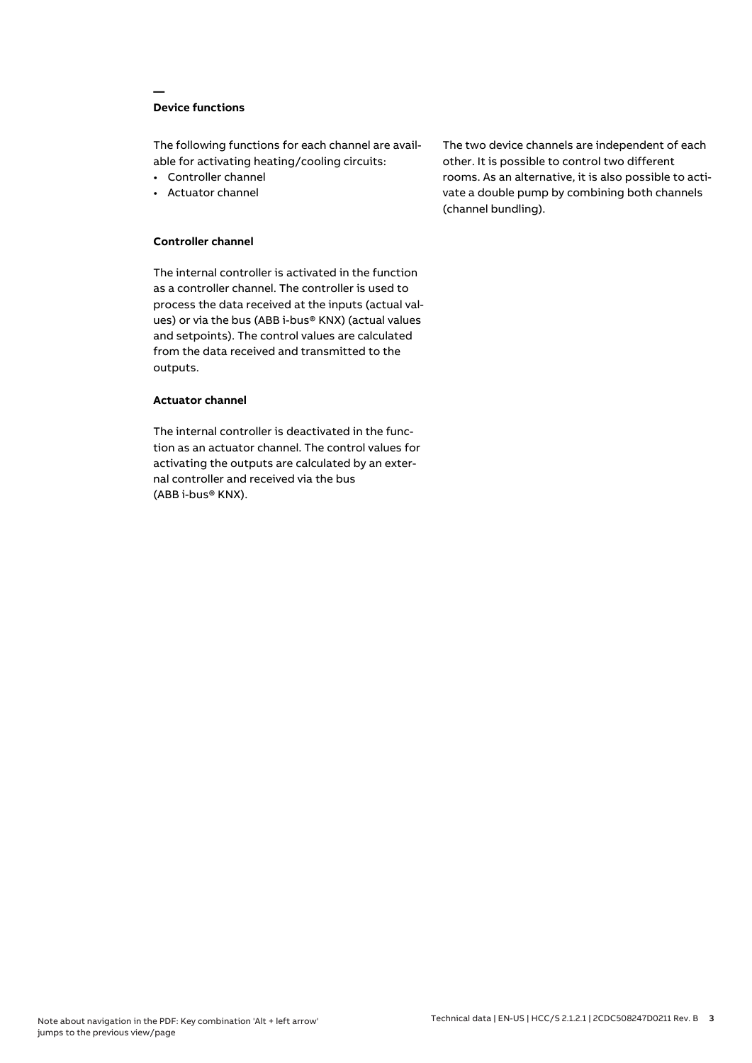## Device functions

The following functions for each channel are available for activating heating/cooling circuits:

- Controller channel
- Actuator channel

### Controller channel

The internal controller is activated in the function as a controller channel. The controller is used to process the data received at the inputs (actual values) or via the bus (ABB i-bus® KNX) (actual values and setpoints). The control values are calculated from the data received and transmitted to the outputs.

### Actuator channel

The internal controller is deactivated in the function as an actuator channel. The control values for activating the outputs are calculated by an external controller and received via the bus (ABB i-bus® KNX).

The two device channels are independent of each other. It is possible to control two different rooms. As an alternative, it is also possible to activate a double pump by combining both channels (channel bundling).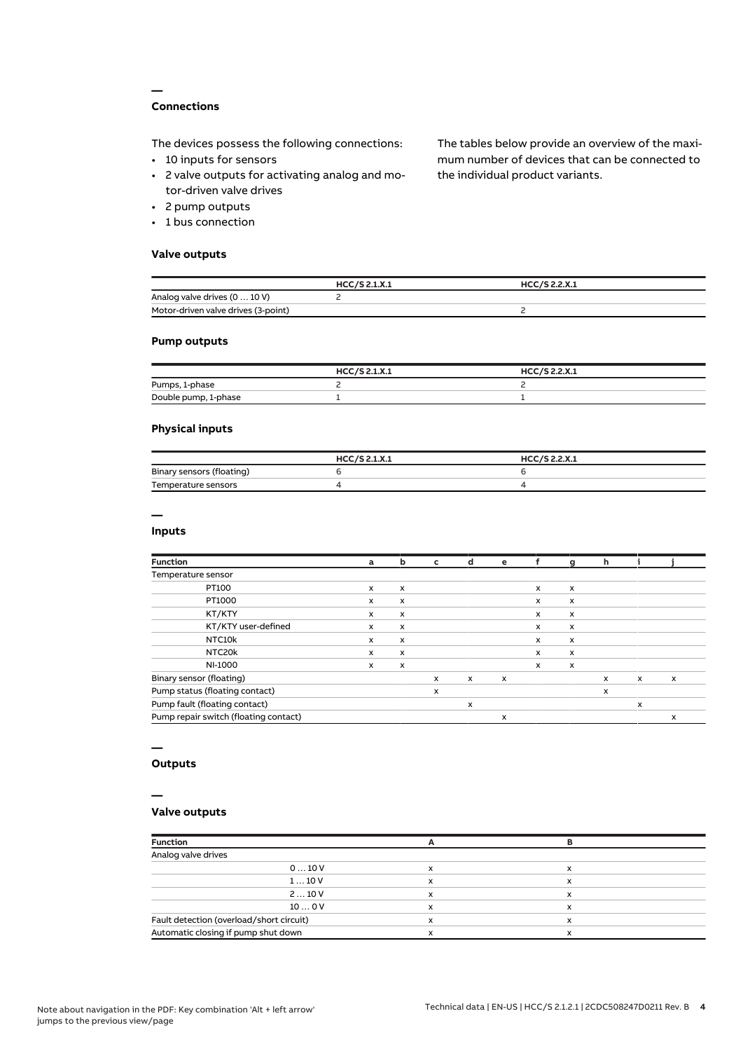## Connections

The devices possess the following connections:

- 10 inputs for sensors
- 2 valve outputs for activating analog and motor-driven valve drives
- 2 pump outputs
- 1 bus connection

The tables below provide an overview of the maximum number of devices that can be connected to the individual product variants.

### Valve outputs

| | HCC/S 2.1.X.1 | HCC/S 2.2.X.1 |
|---|---|---|
| Analog valve drives (0 … 10 V) | 2 | |
| Motor-driven valve drives (3-point) | | 2 |

### Pump outputs

| | HCC/S 2.1.X.1 | HCC/S 2.2.X.1 |
|---|---|---|
| Pumps, 1-phase | 2 | 2 |
| Double pump, 1-phase | 1 | 1 |

### Physical inputs

| | HCC/S 2.1.X.1 | HCC/S 2.2.X.1 |
|---|---|---|
| Binary sensors (floating) | 6 | 6 |
| Temperature sensors | 4 | 4 |

## Inputs

| Function | a | b | c | d | e | f | g | h | i | j |
|---|---|---|---|---|---|---|---|---|---|---|
| Temperature sensor | | | | | | | | | | |
| PT100 | x | x | | | | x | x | | | |
| PT1000 | x | x | | | | x | x | | | |
| KT/KTY | x | x | | | | x | x | | | |
| KT/KTY user-defined | x | x | | | | x | x | | | |
| NTC10k | x | x | | | | x | x | | | |
| NTC20k | x | x | | | | x | x | | | |
| NI-1000 | x | x | | | | x | x | | | |
| Binary sensor (floating) | | | x | x | x | | | x | x | x |
| Pump status (floating contact) | | | x | | | | | x | | |
| Pump fault (floating contact) | | | | x | | | | | x | |
| Pump repair switch (floating contact) | | | | | x | | | | | x |

## Outputs

## Valve outputs

| Function | A | B |
|---|---|---|
| Analog valve drives | | |
| 0 … 10 V | x | x |
| 1 … 10 V | x | x |
| 2 … 10 V | x | x |
| 10 … 0 V | x | x |
| Fault detection (overload/short circuit) | x | x |
| Automatic closing if pump shut down | x | x |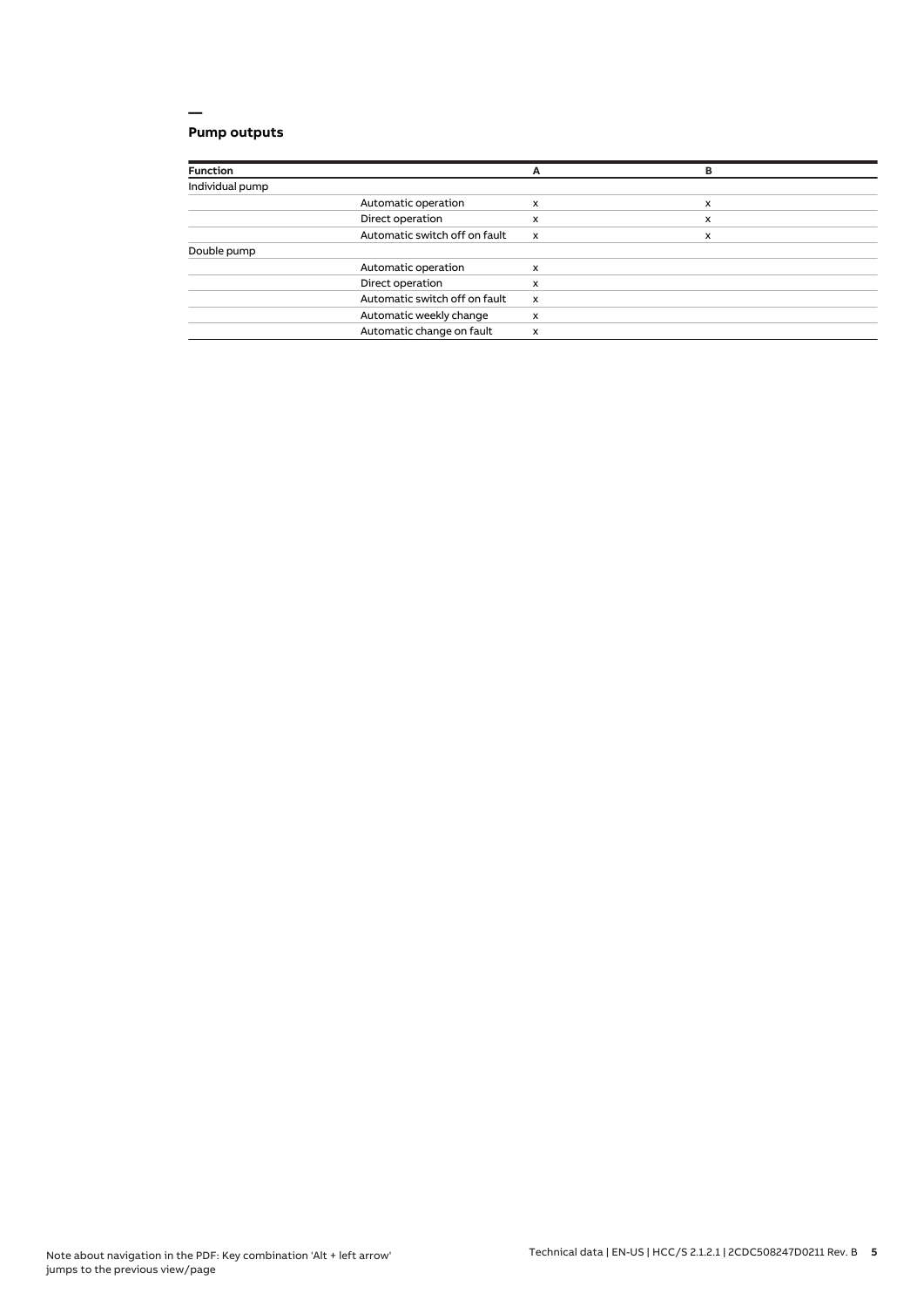## Pump outputs

| Function | | A | B |
|---|---|---|---|
| Individual pump | | | |
| | Automatic operation | x | x |
| | Direct operation | x | x |
| | Automatic switch off on fault | x | x |
| Double pump | | | |
| | Automatic operation | x | |
| | Direct operation | x | |
| | Automatic switch off on fault | x | |
| | Automatic weekly change | x | |
| | Automatic change on fault | x | |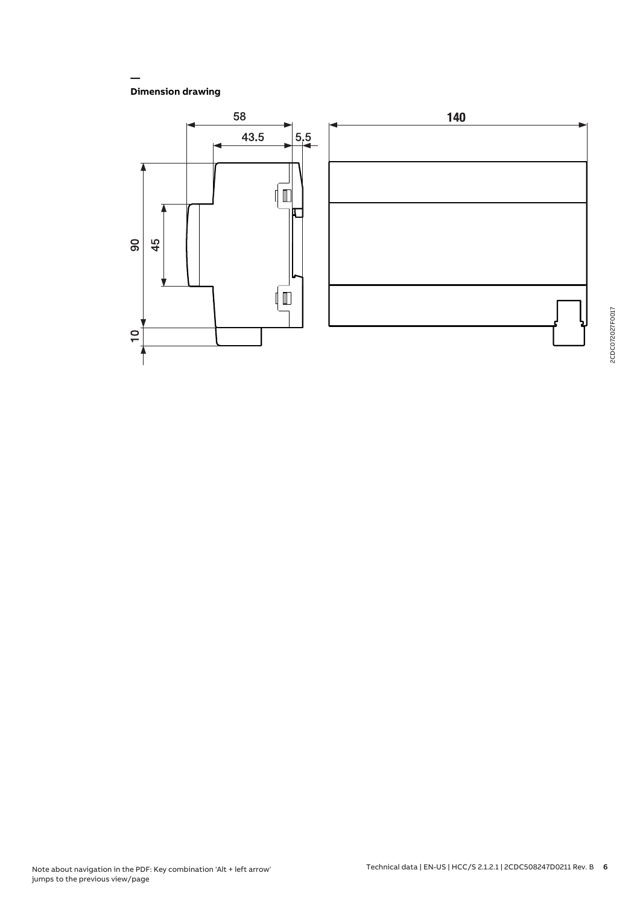## Dimension drawing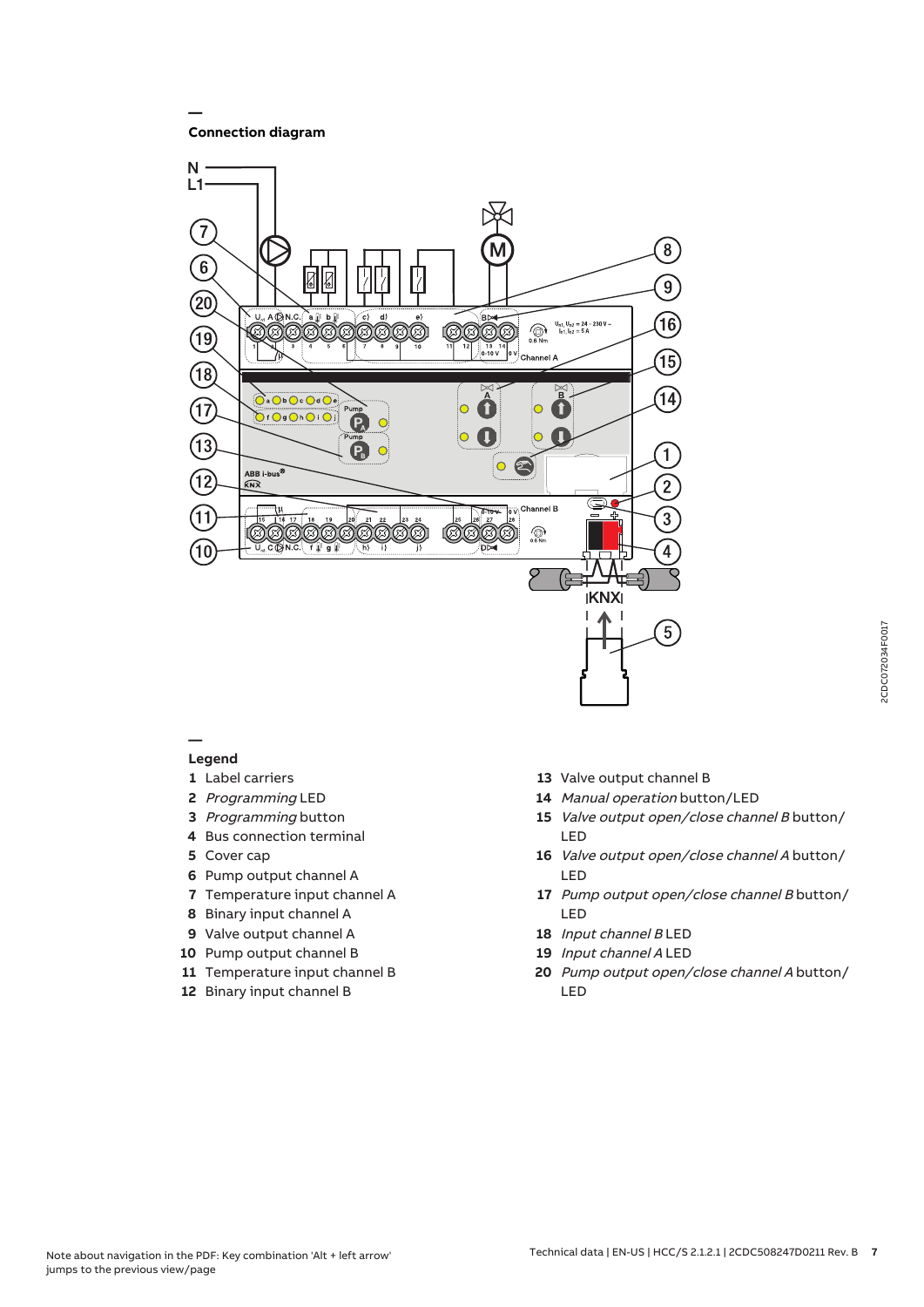## Connection diagram

## Legend

1 Label carriers
2 *Programming* LED
3 *Programming* button
4 Bus connection terminal
5 Cover cap
6 Pump output channel A
7 Temperature input channel A
8 Binary input channel A
9 Valve output channel A
10 Pump output channel B
11 Temperature input channel B
12 Binary input channel B
13 Valve output channel B
14 *Manual operation* button/LED
15 *Valve output open/close channel B* button/LED
16 *Valve output open/close channel A* button/LED
17 *Pump output open/close channel B* button/LED
18 *Input channel B* LED
19 *Input channel A* LED
20 *Pump output open/close channel A* button/LED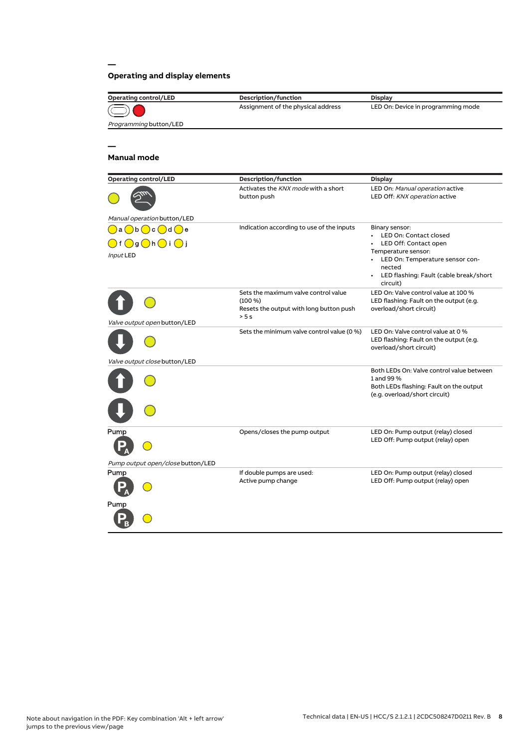## Operating and display elements

| Operating control/LED | Description/function | Display |
|---|---|---|
| *Programming* button/LED | Assignment of the physical address | LED On: Device in programming mode |

## Manual mode

| Operating control/LED | Description/function | Display |
|---|---|---|
| *Manual operation* button/LED | Activates the *KNX mode* with a short button push | LED On: *Manual operation* active<br>LED Off: *KNX operation* active |
| a b c d e<br>f g h i j<br>*Input* LED | Indication according to use of the inputs | Binary sensor:<br>• LED On: Contact closed<br>• LED Off: Contact open<br>Temperature sensor:<br>• LED On: Temperature sensor connected<br>• LED flashing: Fault (cable break/short circuit) |
| *Valve output open* button/LED | Sets the maximum valve control value (100 %)<br>Resets the output with long button push > 5 s | LED On: Valve control value at 100 %<br>LED flashing: Fault on the output (e.g. overload/short circuit) |
| *Valve output close* button/LED | Sets the minimum valve control value (0 %) | LED On: Valve control value at 0 %<br>LED flashing: Fault on the output (e.g. overload/short circuit) |
| | | Both LEDs On: Valve control value between 1 and 99 %<br>Both LEDs flashing: Fault on the output (e.g. overload/short circuit) |
| Pump<br>*Pump output open/close* button/LED | Opens/closes the pump output | LED On: Pump output (relay) closed<br>LED Off: Pump output (relay) open |
| Pump<br>Pump | If double pumps are used:<br>Active pump change | LED On: Pump output (relay) closed<br>LED Off: Pump output (relay) open |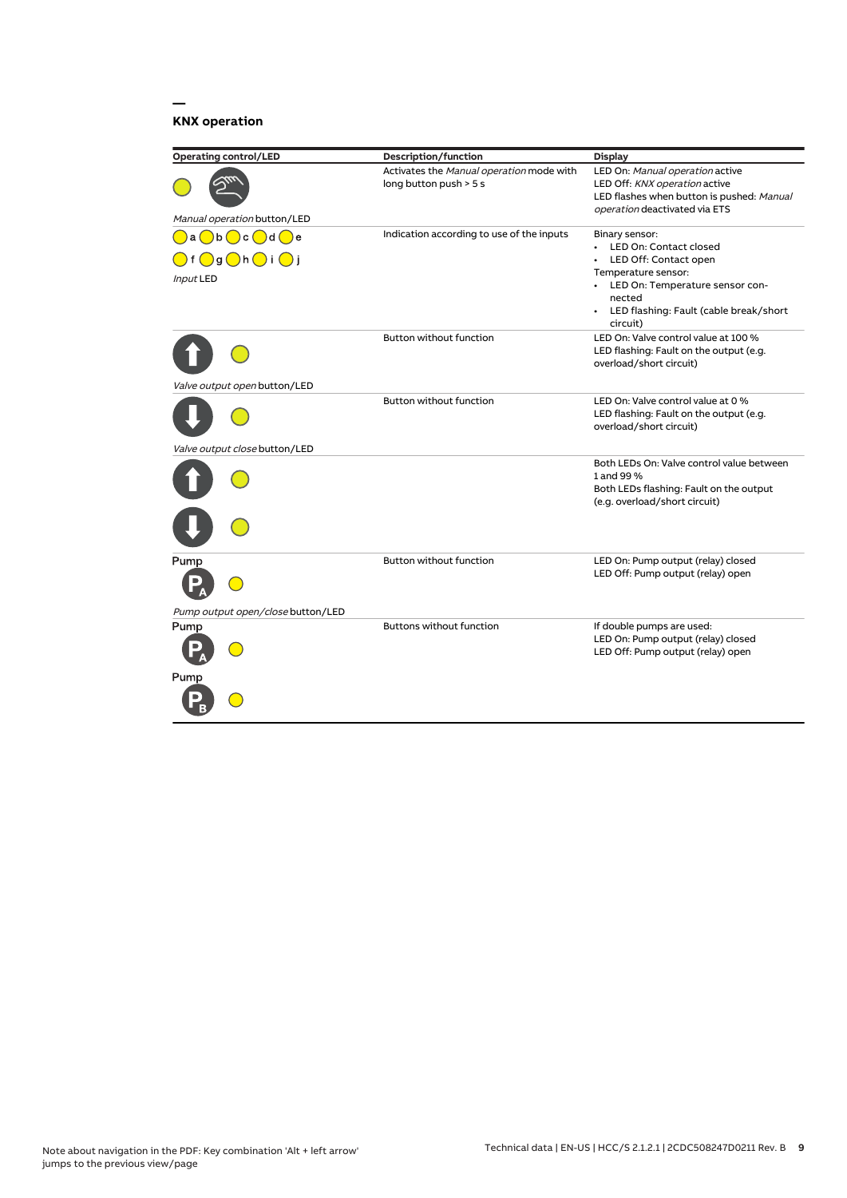## KNX operation

| Operating control/LED | Description/function | Display |
|---|---|---|
| *Manual operation* button/LED | Activates the *Manual operation* mode with long button push > 5 s | LED On: *Manual operation* active<br>LED Off: *KNX operation* active<br>LED flashes when button is pushed: *Manual operation* deactivated via ETS |
| a b c d e<br>f g h i j<br>*Input* LED | Indication according to use of the inputs | Binary sensor:<br>• LED On: Contact closed<br>• LED Off: Contact open<br>Temperature sensor:<br>• LED On: Temperature sensor connected<br>• LED flashing: Fault (cable break/short circuit) |
| *Valve output open* button/LED | Button without function | LED On: Valve control value at 100 %<br>LED flashing: Fault on the output (e.g. overload/short circuit) |
| *Valve output close* button/LED | Button without function | LED On: Valve control value at 0 %<br>LED flashing: Fault on the output (e.g. overload/short circuit) |
| | | Both LEDs On: Valve control value between 1 and 99 %<br>Both LEDs flashing: Fault on the output (e.g. overload/short circuit) |
| Pump<br>$P_A$<br>*Pump output open/close* button/LED | Button without function | LED On: Pump output (relay) closed<br>LED Off: Pump output (relay) open |
| Pump<br>$P_A$<br>Pump<br>$P_B$ | Buttons without function | If double pumps are used:<br>LED On: Pump output (relay) closed<br>LED Off: Pump output (relay) open |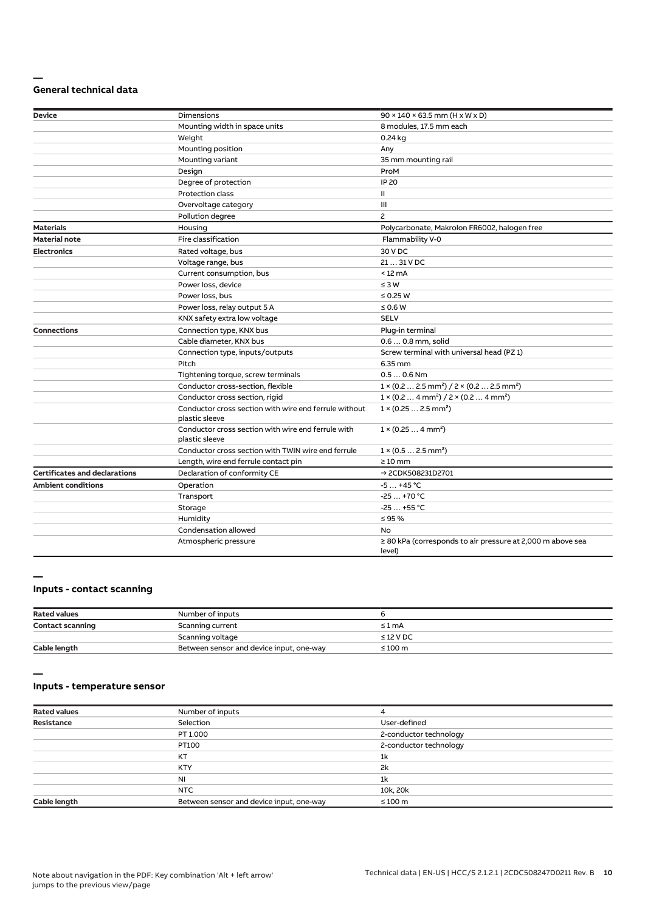## General technical data

| | | |
|---|---|---|
| **Device** | Dimensions | 90 × 140 × 63.5 mm (H x W x D) |
| | Mounting width in space units | 8 modules, 17.5 mm each |
| | Weight | 0.24 kg |
| | Mounting position | Any |
| | Mounting variant | 35 mm mounting rail |
| | Design | ProM |
| | Degree of protection | IP 20 |
| | Protection class | II |
| | Overvoltage category | III |
| | Pollution degree | 2 |
| **Materials** | Housing | Polycarbonate, Makrolon FR6002, halogen free |
| **Material note** | Fire classification | Flammability V-0 |
| **Electronics** | Rated voltage, bus | 30 V DC |
| | Voltage range, bus | 21 … 31 V DC |
| | Current consumption, bus | < 12 mA |
| | Power loss, device | ≤ 3 W |
| | Power loss, bus | ≤ 0.25 W |
| | Power loss, relay output 5 A | ≤ 0.6 W |
| | KNX safety extra low voltage | SELV |
| **Connections** | Connection type, KNX bus | Plug-in terminal |
| | Cable diameter, KNX bus | 0.6 … 0.8 mm, solid |
| | Connection type, inputs/outputs | Screw terminal with universal head (PZ 1) |
| | Pitch | 6.35 mm |
| | Tightening torque, screw terminals | 0.5 … 0.6 Nm |
| | Conductor cross-section, flexible | 1 × (0.2 … 2.5 mm²) / 2 × (0.2 … 2.5 mm²) |
| | Conductor cross section, rigid | 1 × (0.2 … 4 mm²) / 2 × (0.2 … 4 mm²) |
| | Conductor cross section with wire end ferrule without plastic sleeve | 1 × (0.25 … 2.5 mm²) |
| | Conductor cross section with wire end ferrule with plastic sleeve | 1 × (0.25 … 4 mm²) |
| | Conductor cross section with TWIN wire end ferrule | 1 × (0.5 … 2.5 mm²) |
| | Length, wire end ferrule contact pin | ≥ 10 mm |
| **Certificates and declarations** | Declaration of conformity CE | → 2CDK508231D2701 |
| **Ambient conditions** | Operation | -5 … +45 °C |
| | Transport | -25 … +70 °C |
| | Storage | -25 … +55 °C |
| | Humidity | ≤ 95 % |
| | Condensation allowed | No |
| | Atmospheric pressure | ≥ 80 kPa (corresponds to air pressure at 2,000 m above sea level) |

## Inputs - contact scanning

| | | |
|---|---|---|
| **Rated values** | Number of inputs | 6 |
| **Contact scanning** | Scanning current | ≤ 1 mA |
| | Scanning voltage | ≤ 12 V DC |
| **Cable length** | Between sensor and device input, one-way | ≤ 100 m |

## Inputs - temperature sensor

| | | |
|---|---|---|
| **Rated values** | Number of inputs | 4 |
| **Resistance** | Selection | User-defined |
| | PT 1.000 | 2-conductor technology |
| | PT100 | 2-conductor technology |
| | KT | 1k |
| | KTY | 2k |
| | NI | 1k |
| | NTC | 10k, 20k |
| **Cable length** | Between sensor and device input, one-way | ≤ 100 m |

Note about navigation in the PDF: Key combination 'Alt + left arrow' jumps to the previous view/page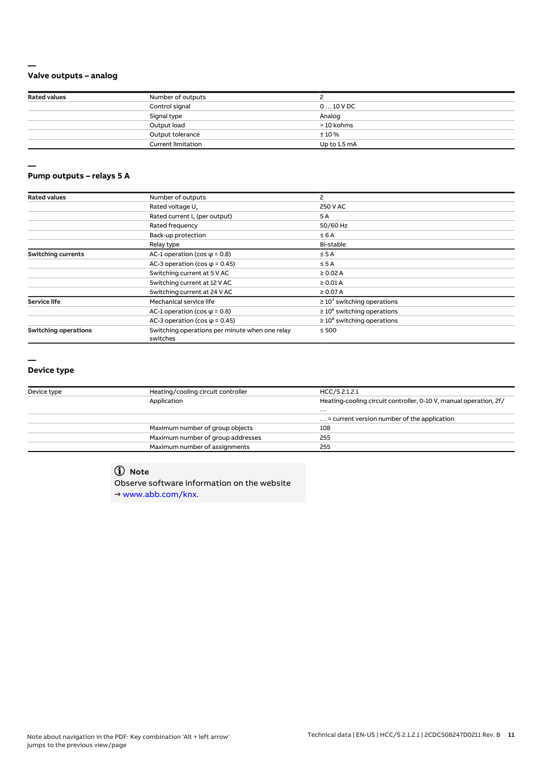## Valve outputs – analog

| Rated values | Number of outputs | 2 |
|---|---|---|
| | Control signal | 0 … 10 V DC |
| | Signal type | Analog |
| | Output load | > 10 kohms |
| | Output tolerance | ± 10 % |
| | Current limitation | Up to 1.5 mA |

## Pump outputs – relays 5 A

| Rated values | Number of outputs | 2 |
|---|---|---|
| | Rated voltage $U_n$ | 250 V AC |
| | Rated current $I_n$ (per output) | 5 A |
| | Rated frequency | 50/60 Hz |
| | Back-up protection | ≤ 6 A |
| | Relay type | Bi-stable |
| **Switching currents** | AC-1 operation (cos φ = 0.8) | ≤ 5 A |
| | AC-3 operation (cos φ = 0.45) | ≤ 5 A |
| | Switching current at 5 V AC | ≥ 0.02 A |
| | Switching current at 12 V AC | ≥ 0.01 A |
| | Switching current at 24 V AC | ≥ 0.07 A |
| **Service life** | Mechanical service life | ≥ $10^7$ switching operations |
| | AC-1 operation (cos φ = 0.8) | ≥ $10^6$ switching operations |
| | AC-3 operation (cos φ = 0.45) | ≥ $10^6$ switching operations |
| **Switching operations** | Switching operations per minute when one relay switches | ≤ 500 |

## Device type

| Device type | Heating/cooling circuit controller | HCC/S 2.1.2.1 |
|---|---|---|
| | Application | Heating-cooling circuit controller, 0-10 V, manual operation, 2f/ … |
| | | … = current version number of the application |
| | Maximum number of group objects | 108 |
| | Maximum number of group addresses | 255 |
| | Maximum number of assignments | 255 |

**Note**

Observe software information on the website
→ www.abb.com/knx.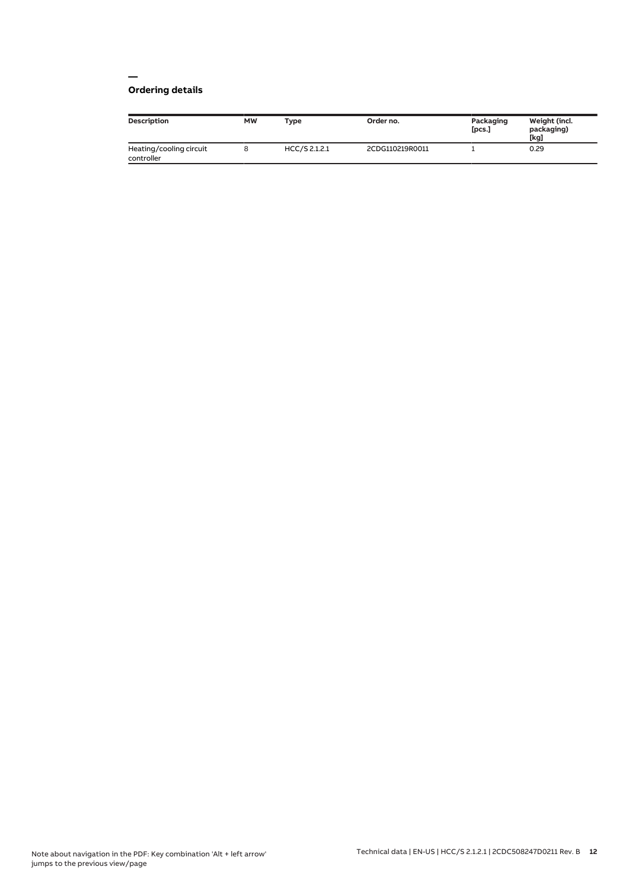## Ordering details

| Description | MW | Type | Order no. | Packaging [pcs.] | Weight (incl. packaging) [kg] |
|---|---|---|---|---|---|
| Heating/cooling circuit controller | 8 | HCC/S 2.1.2.1 | 2CDG110219R0011 | 1 | 0.29 |

Note about navigation in the PDF: Key combination 'Alt + left arrow' jumps to the previous view/page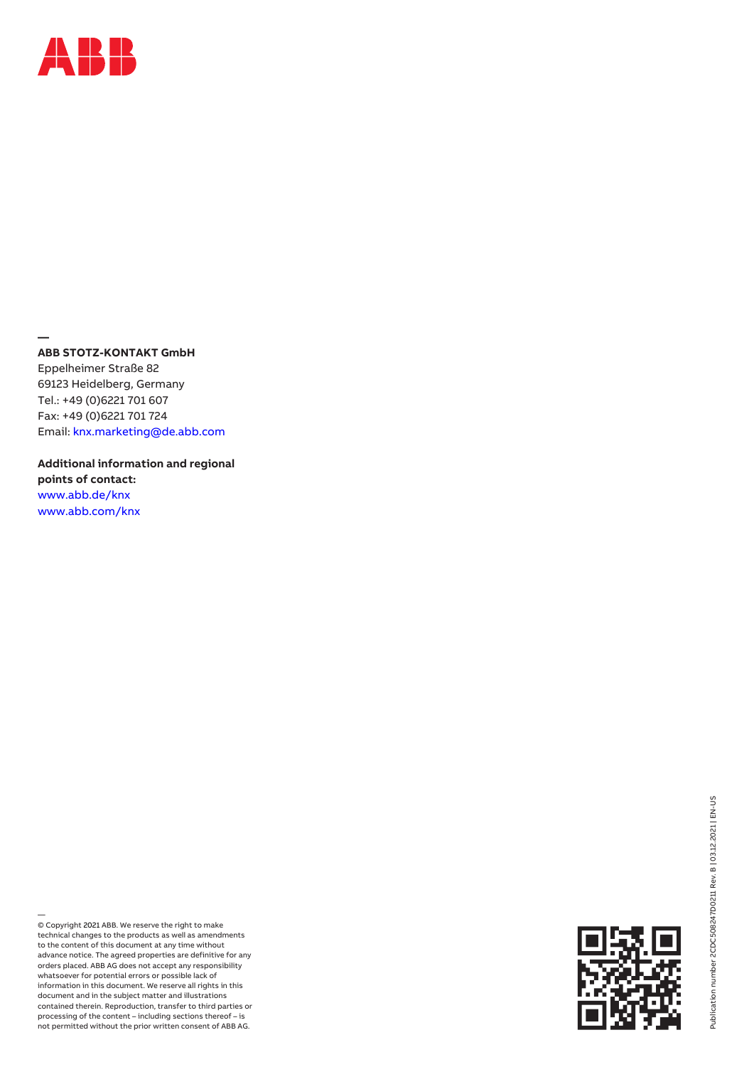—

**ABB STOTZ-KONTAKT GmbH**
Eppelheimer Straße 82
69123 Heidelberg, Germany
Tel.: +49 (0)6221 701 607
Fax: +49 (0)6221 701 724
Email: knx.marketing@de.abb.com

**Additional information and regional points of contact:**
www.abb.de/knx
www.abb.com/knx

—
© Copyright 2021 ABB. We reserve the right to make technical changes to the products as well as amendments to the content of this document at any time without advance notice. The agreed properties are definitive for any orders placed. ABB AG does not accept any responsibility whatsoever for potential errors or possible lack of information in this document. We reserve all rights in this document and in the subject matter and illustrations contained therein. Reproduction, transfer to third parties or processing of the content – including sections thereof – is not permitted without the prior written consent of ABB AG.

Publication number 2CDC508247D0211 Rev. B | 03.12.2021 | EN-US